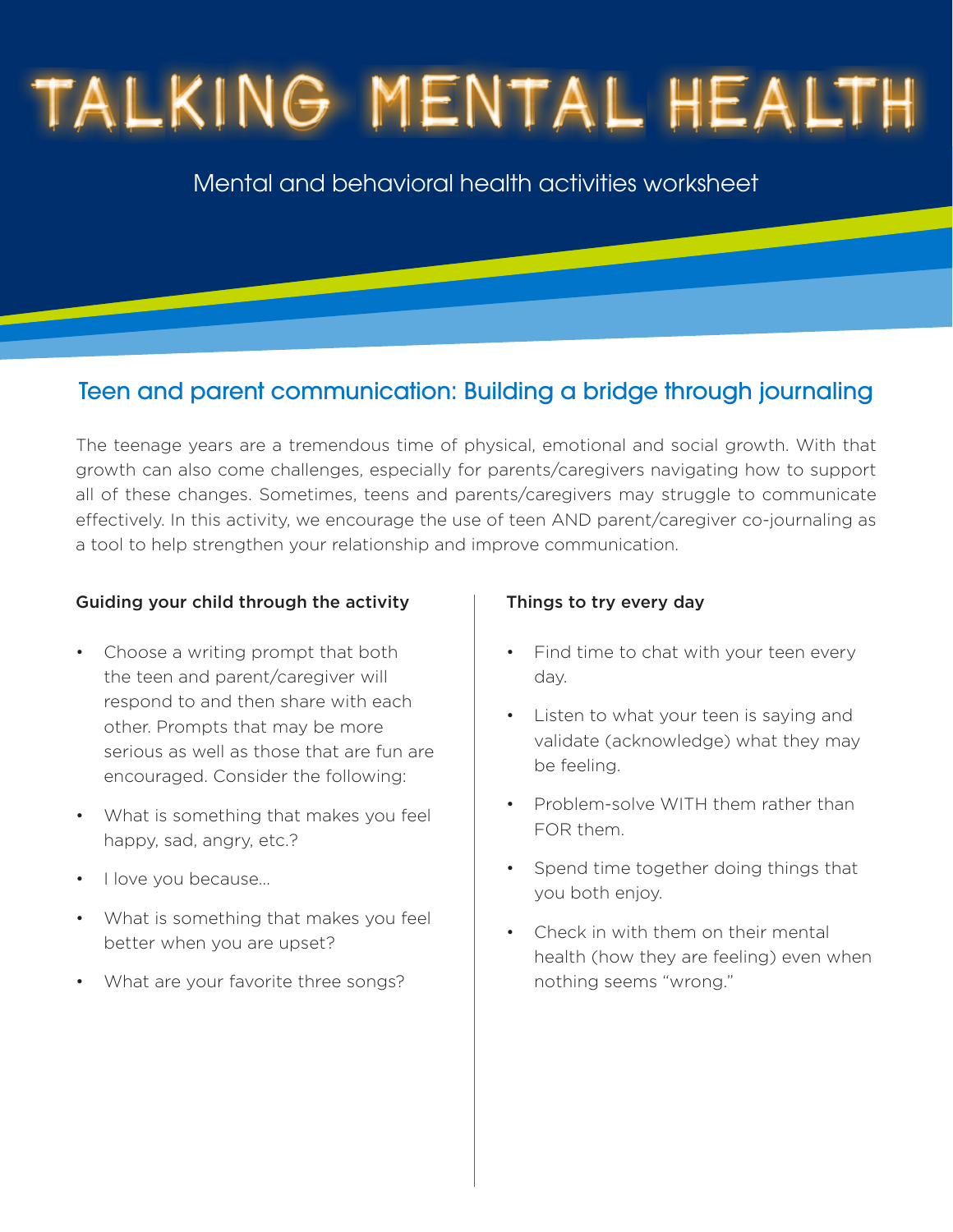# TALKING MENTAL HEALTH

Mental and behavioral health activities worksheet

## Teen and parent communication: Building a bridge through journaling

The teenage years are a tremendous time of physical, emotional and social growth. With that growth can also come challenges, especially for parents/caregivers navigating how to support all of these changes. Sometimes, teens and parents/caregivers may struggle to communicate effectively. In this activity, we encourage the use of teen AND parent/caregiver co-journaling as a tool to help strengthen your relationship and improve communication.

### Guiding your child through the activity

- Choose a writing prompt that both the teen and parent/caregiver will respond to and then share with each other. Prompts that may be more serious as well as those that are fun are encouraged. Consider the following:
- What is something that makes you feel happy, sad, angry, etc.?
- I love you because...
- What is something that makes you feel better when you are upset?
- What are your favorite three songs?

### Things to try every day

- Find time to chat with your teen every day.
- Listen to what your teen is saying and validate (acknowledge) what they may be feeling.
- Problem-solve WITH them rather than FOR them.
- Spend time together doing things that you both enjoy.
- Check in with them on their mental health (how they are feeling) even when nothing seems "wrong."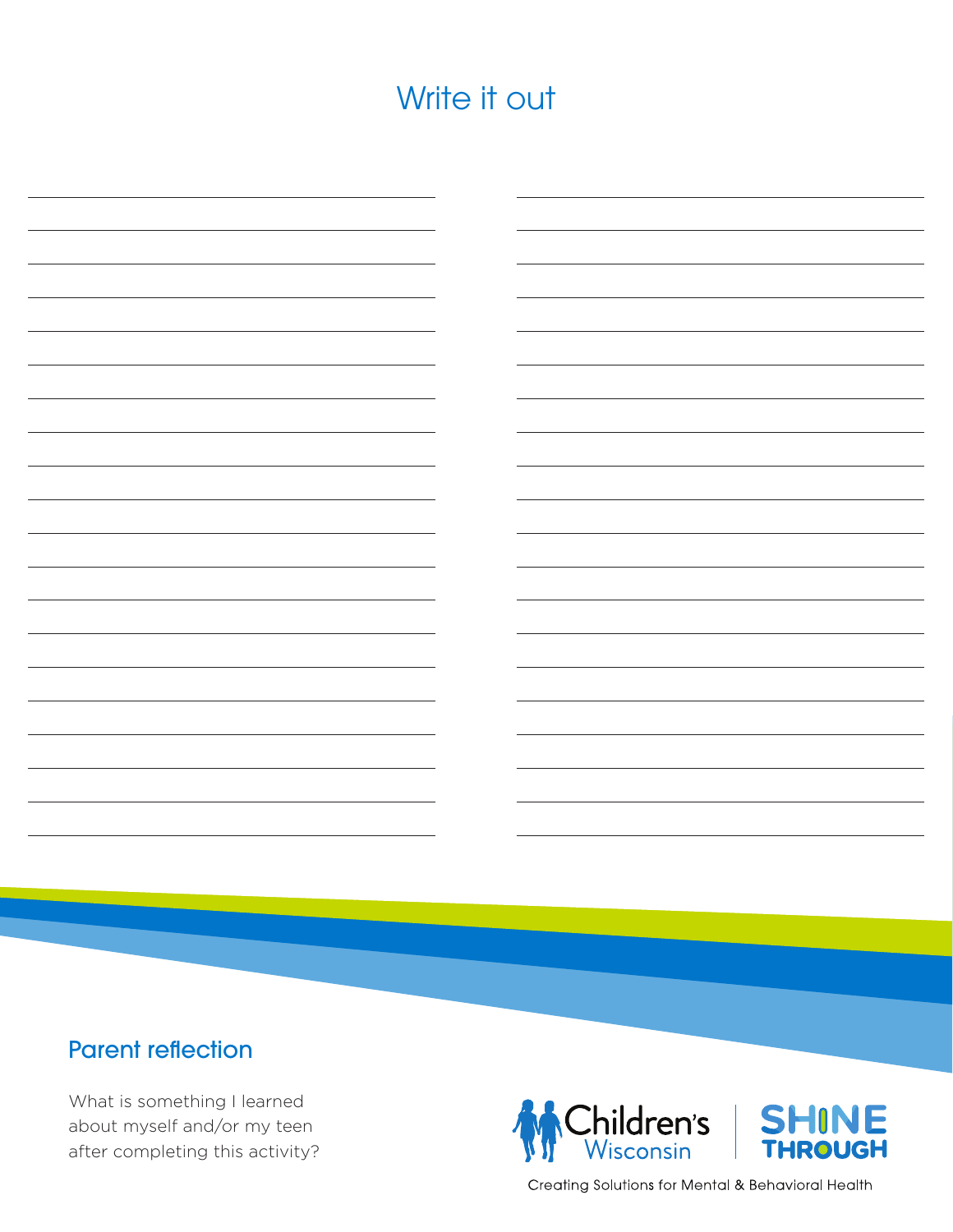# Write it out

## Parent reflection

What is something I learned about myself and/or my teen after completing this activity?

Children's Wisconsin | SHINE THROUGH

Creating Solutions for Mental & Behavioral Health